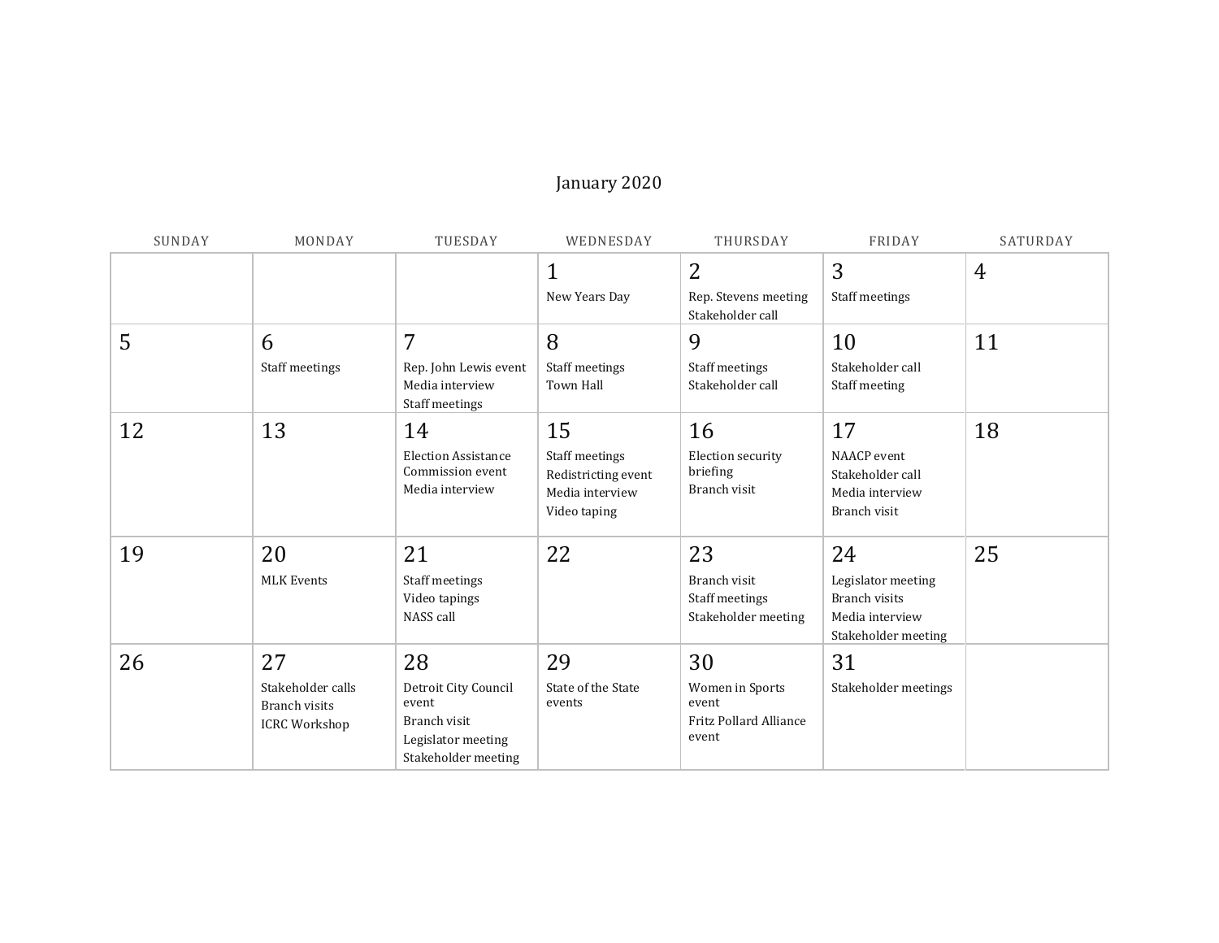# January 2020

| SUNDAY | MONDAY | TUESDAY | WEDNESDAY | THURSDAY | FRIDAY | SATURDAY |
|---|---|---|---|---|---|---|
| | | | 1<br>New Years Day | 2<br>Rep. Stevens meeting<br>Stakeholder call | 3<br>Staff meetings | 4 |
| 5 | 6<br>Staff meetings | 7<br>Rep. John Lewis event<br>Media interview<br>Staff meetings | 8<br>Staff meetings<br>Town Hall | 9<br>Staff meetings<br>Stakeholder call | 10<br>Stakeholder call<br>Staff meeting | 11 |
| 12 | 13 | 14<br>Election Assistance Commission event<br>Media interview | 15<br>Staff meetings<br>Redistricting event<br>Media interview<br>Video taping | 16<br>Election security briefing<br>Branch visit | 17<br>NAACP event<br>Stakeholder call<br>Media interview<br>Branch visit | 18 |
| 19 | 20<br>MLK Events | 21<br>Staff meetings<br>Video tapings<br>NASS call | 22 | 23<br>Branch visit<br>Staff meetings<br>Stakeholder meeting | 24<br>Legislator meeting<br>Branch visits<br>Media interview<br>Stakeholder meeting | 25 |
| 26 | 27<br>Stakeholder calls<br>Branch visits<br>ICRC Workshop | 28<br>Detroit City Council event<br>Branch visit<br>Legislator meeting<br>Stakeholder meeting | 29<br>State of the State events | 30<br>Women in Sports event<br>Fritz Pollard Alliance event | 31<br>Stakeholder meetings | |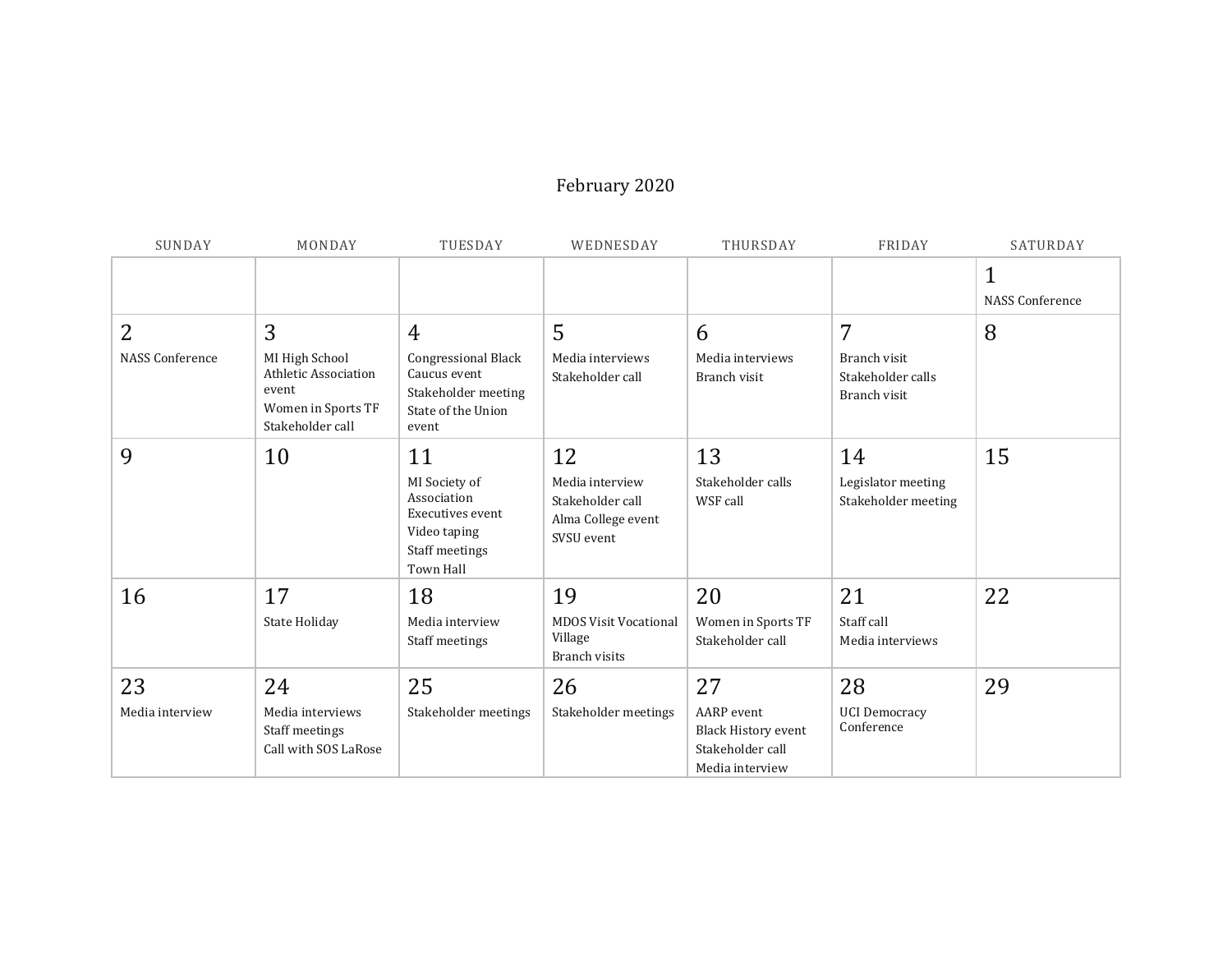# February 2020

| SUNDAY | MONDAY | TUESDAY | WEDNESDAY | THURSDAY | FRIDAY | SATURDAY |
|---|---|---|---|---|---|---|
| | | | | | | 1<br>NASS Conference |
| 2<br>NASS Conference | 3<br>MI High School Athletic Association event<br>Women in Sports TF<br>Stakeholder call | 4<br>Congressional Black Caucus event<br>Stakeholder meeting<br>State of the Union event | 5<br>Media interviews<br>Stakeholder call | 6<br>Media interviews<br>Branch visit | 7<br>Branch visit<br>Stakeholder calls<br>Branch visit | 8 |
| 9 | 10 | 11<br>MI Society of Association Executives event<br>Video taping<br>Staff meetings<br>Town Hall | 12<br>Media interview<br>Stakeholder call<br>Alma College event<br>SVSU event | 13<br>Stakeholder calls<br>WSF call | 14<br>Legislator meeting<br>Stakeholder meeting | 15 |
| 16 | 17<br>State Holiday | 18<br>Media interview<br>Staff meetings | 19<br>MDOS Visit Vocational Village<br>Branch visits | 20<br>Women in Sports TF<br>Stakeholder call | 21<br>Staff call<br>Media interviews | 22 |
| 23<br>Media interview | 24<br>Media interviews<br>Staff meetings<br>Call with SOS LaRose | 25<br>Stakeholder meetings | 26<br>Stakeholder meetings | 27<br>AARP event<br>Black History event<br>Stakeholder call<br>Media interview | 28<br>UCI Democracy Conference | 29 |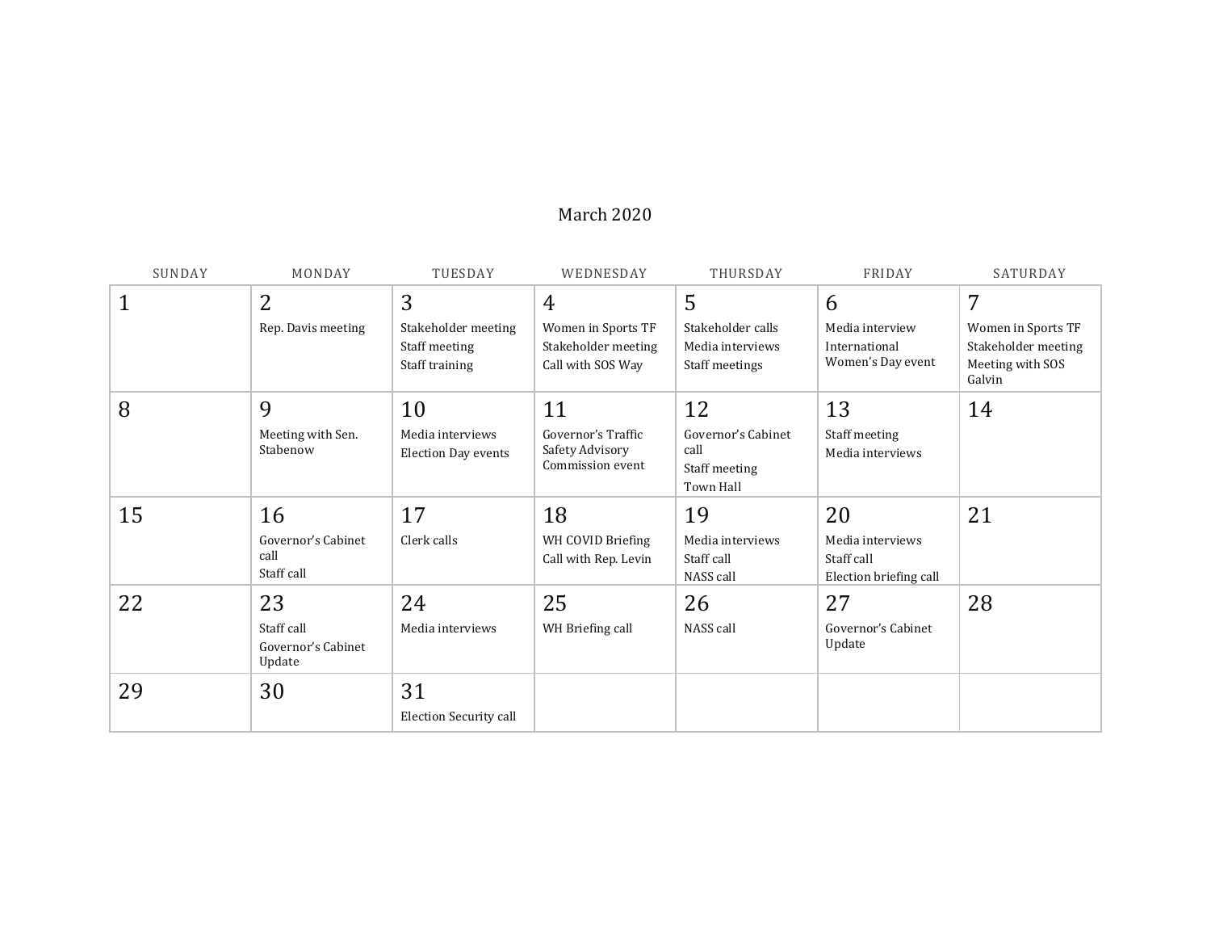# March 2020

| SUNDAY | MONDAY | TUESDAY | WEDNESDAY | THURSDAY | FRIDAY | SATURDAY |
|---|---|---|---|---|---|---|
| 1 | 2<br>Rep. Davis meeting | 3<br>Stakeholder meeting<br>Staff meeting<br>Staff training | 4<br>Women in Sports TF<br>Stakeholder meeting<br>Call with SOS Way | 5<br>Stakeholder calls<br>Media interviews<br>Staff meetings | 6<br>Media interview<br>International Women's Day event | 7<br>Women in Sports TF<br>Stakeholder meeting<br>Meeting with SOS Galvin |
| 8 | 9<br>Meeting with Sen. Stabenow | 10<br>Media interviews<br>Election Day events | 11<br>Governor's Traffic Safety Advisory Commission event | 12<br>Governor's Cabinet call<br>Staff meeting<br>Town Hall | 13<br>Staff meeting<br>Media interviews | 14 |
| 15 | 16<br>Governor's Cabinet call<br>Staff call | 17<br>Clerk calls | 18<br>WH COVID Briefing<br>Call with Rep. Levin | 19<br>Media interviews<br>Staff call<br>NASS call | 20<br>Media interviews<br>Staff call<br>Election briefing call | 21 |
| 22 | 23<br>Staff call<br>Governor's Cabinet Update | 24<br>Media interviews | 25<br>WH Briefing call | 26<br>NASS call | 27<br>Governor's Cabinet Update | 28 |
| 29 | 30 | 31<br>Election Security call | | | | |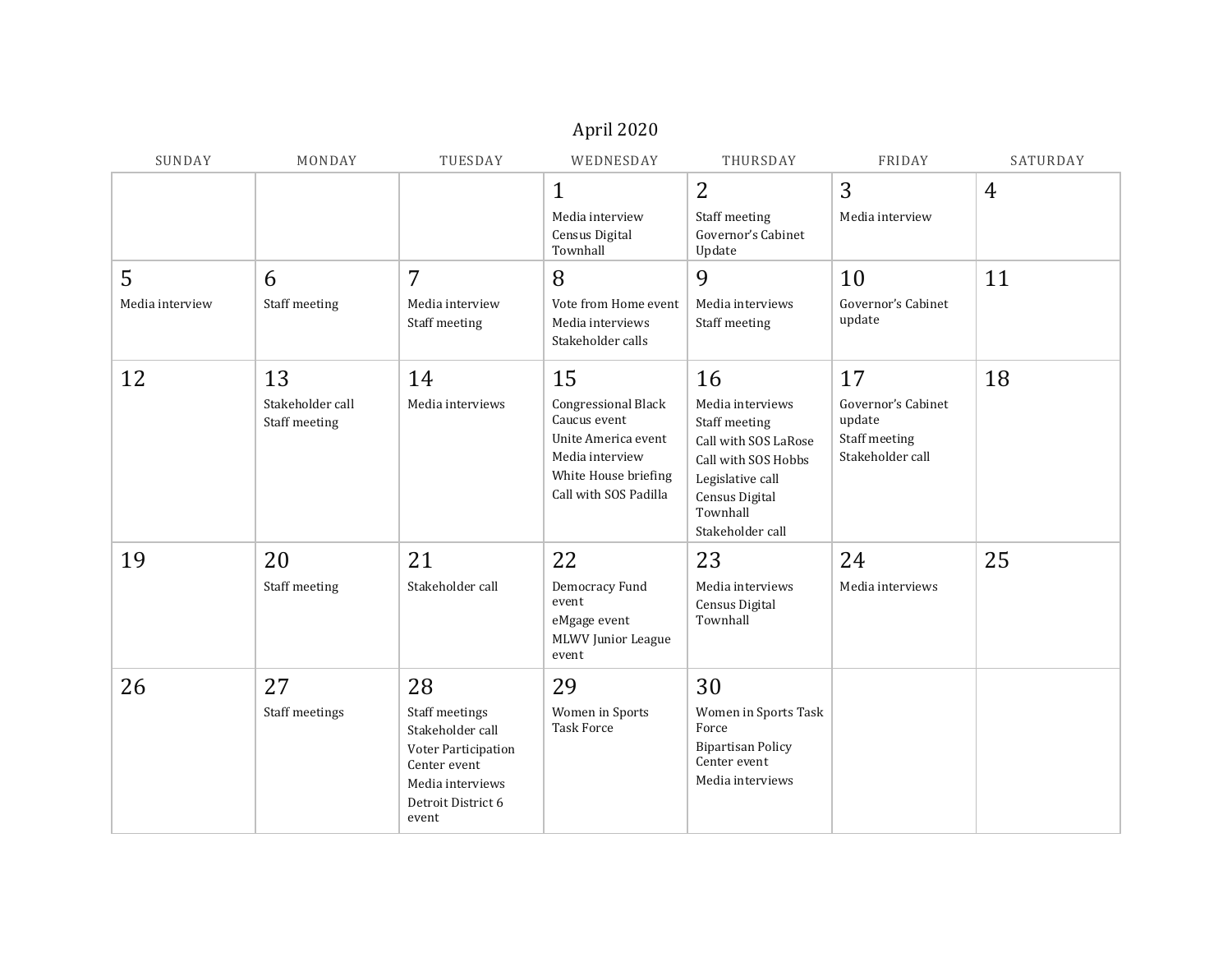## April 2020

| SUNDAY | MONDAY | TUESDAY | WEDNESDAY | THURSDAY | FRIDAY | SATURDAY |
|---|---|---|---|---|---|---|
| | | | 1<br>Media interview<br>Census Digital Townhall | 2<br>Staff meeting<br>Governor's Cabinet Update | 3<br>Media interview | 4 |
| 5<br>Media interview | 6<br>Staff meeting | 7<br>Media interview<br>Staff meeting | 8<br>Vote from Home event<br>Media interviews<br>Stakeholder calls | 9<br>Media interviews<br>Staff meeting | 10<br>Governor's Cabinet update | 11 |
| 12 | 13<br>Stakeholder call<br>Staff meeting | 14<br>Media interviews | 15<br>Congressional Black Caucus event<br>Unite America event<br>Media interview<br>White House briefing<br>Call with SOS Padilla | 16<br>Media interviews<br>Staff meeting<br>Call with SOS LaRose<br>Call with SOS Hobbs<br>Legislative call<br>Census Digital Townhall<br>Stakeholder call | 17<br>Governor's Cabinet update<br>Staff meeting<br>Stakeholder call | 18 |
| 19 | 20<br>Staff meeting | 21<br>Stakeholder call | 22<br>Democracy Fund event<br>eMgage event<br>MLWV Junior League event | 23<br>Media interviews<br>Census Digital Townhall | 24<br>Media interviews | 25 |
| 26 | 27<br>Staff meetings | 28<br>Staff meetings<br>Stakeholder call<br>Voter Participation Center event<br>Media interviews<br>Detroit District 6 event | 29<br>Women in Sports Task Force | 30<br>Women in Sports Task Force<br>Bipartisan Policy Center event<br>Media interviews | | |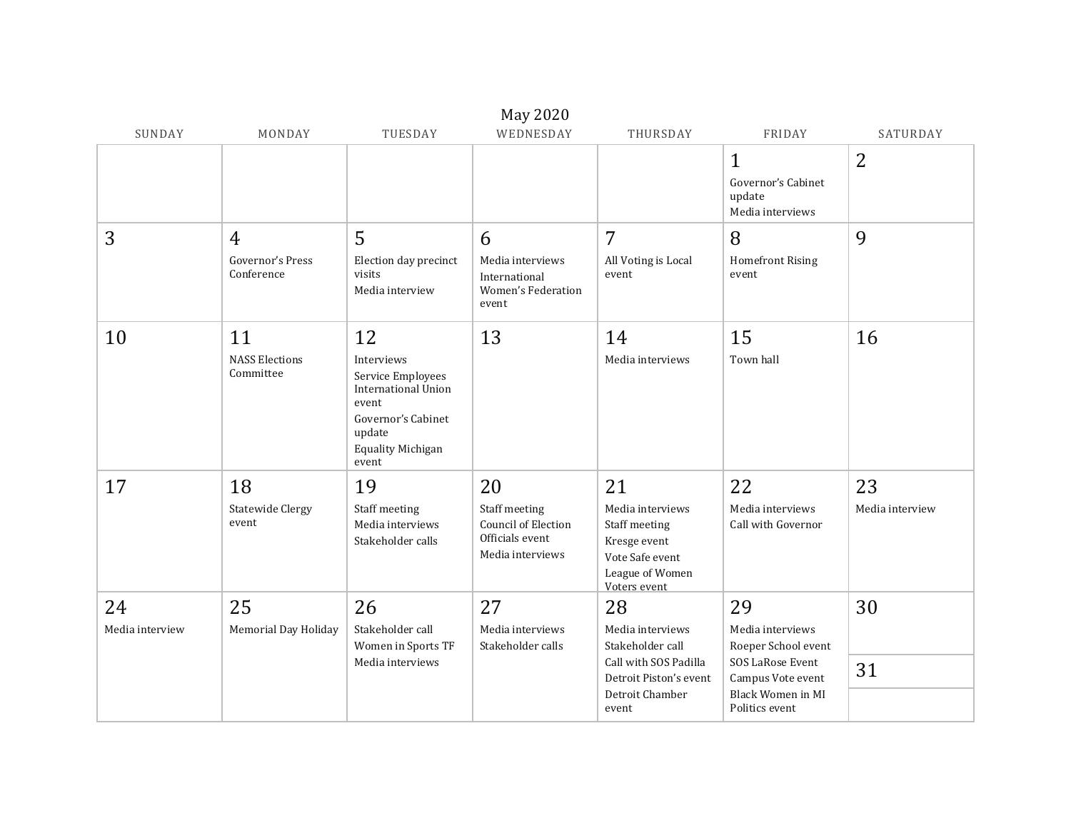# May 2020

| SUNDAY | MONDAY | TUESDAY | WEDNESDAY | THURSDAY | FRIDAY | SATURDAY |
|---|---|---|---|---|---|---|
| | | | | | 1<br>Governor's Cabinet update<br>Media interviews | 2 |
| 3 | 4<br>Governor's Press Conference | 5<br>Election day precinct visits<br>Media interview | 6<br>Media interviews<br>International Women's Federation event | 7<br>All Voting is Local event | 8<br>Homefront Rising event | 9 |
| 10 | 11<br>NASS Elections Committee | 12<br>Interviews<br>Service Employees International Union event<br>Governor's Cabinet update<br>Equality Michigan event | 13 | 14<br>Media interviews | 15<br>Town hall | 16 |
| 17 | 18<br>Statewide Clergy event | 19<br>Staff meeting<br>Media interviews<br>Stakeholder calls | 20<br>Staff meeting<br>Council of Election Officials event<br>Media interviews | 21<br>Media interviews<br>Staff meeting<br>Kresge event<br>Vote Safe event<br>League of Women Voters event | 22<br>Media interviews<br>Call with Governor | 23<br>Media interview |
| 24<br>Media interview | 25<br>Memorial Day Holiday | 26<br>Stakeholder call<br>Women in Sports TF<br>Media interviews | 27<br>Media interviews<br>Stakeholder calls | 28<br>Media interviews<br>Stakeholder call<br>Call with SOS Padilla<br>Detroit Piston's event<br>Detroit Chamber event | 29<br>Media interviews<br>Roeper School event<br>SOS LaRose Event<br>Campus Vote event<br>Black Women in MI Politics event | 30<br><br>31 |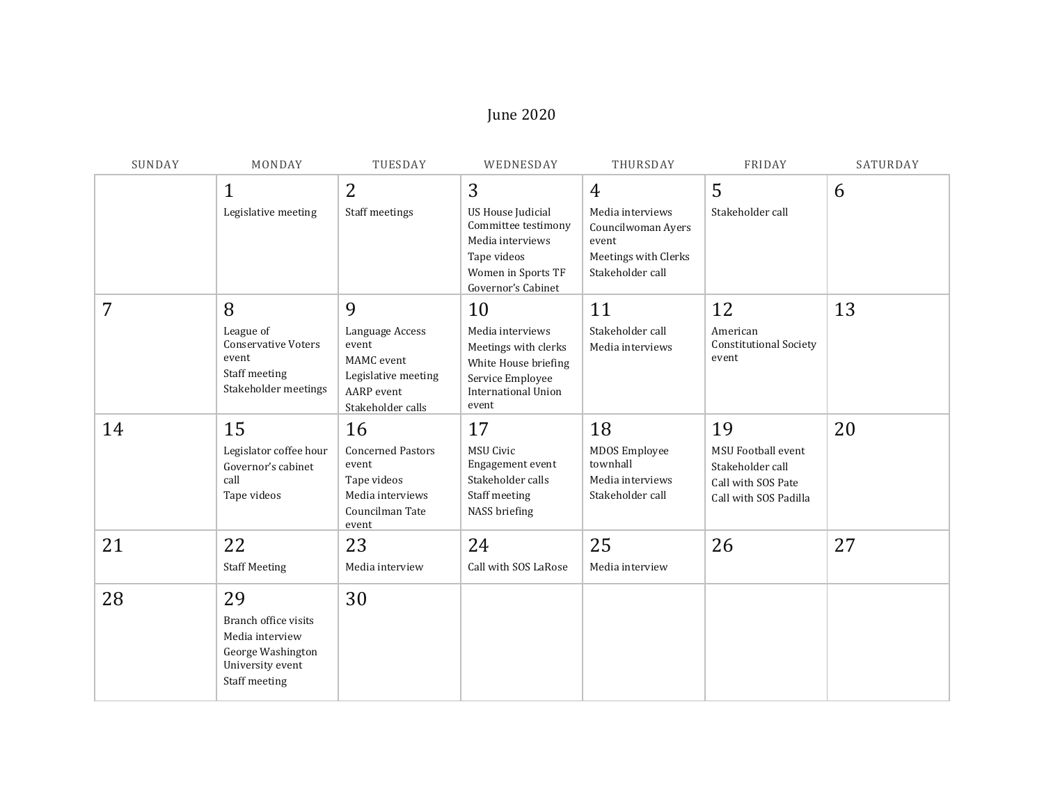# June 2020

| SUNDAY | MONDAY | TUESDAY | WEDNESDAY | THURSDAY | FRIDAY | SATURDAY |
|---|---|---|---|---|---|---|
| | 1<br>Legislative meeting | 2<br>Staff meetings | 3<br>US House Judicial Committee testimony<br>Media interviews<br>Tape videos<br>Women in Sports TF<br>Governor's Cabinet | 4<br>Media interviews<br>Councilwoman Ayers event<br>Meetings with Clerks<br>Stakeholder call | 5<br>Stakeholder call | 6 |
| 7 | 8<br>League of Conservative Voters event<br>Staff meeting<br>Stakeholder meetings | 9<br>Language Access event<br>MAMC event<br>Legislative meeting<br>AARP event<br>Stakeholder calls | 10<br>Media interviews<br>Meetings with clerks<br>White House briefing<br>Service Employee International Union event | 11<br>Stakeholder call<br>Media interviews | 12<br>American Constitutional Society event | 13 |
| 14 | 15<br>Legislator coffee hour<br>Governor's cabinet call<br>Tape videos | 16<br>Concerned Pastors event<br>Tape videos<br>Media interviews<br>Councilman Tate event | 17<br>MSU Civic Engagement event<br>Stakeholder calls<br>Staff meeting<br>NASS briefing | 18<br>MDOS Employee townhall<br>Media interviews<br>Stakeholder call | 19<br>MSU Football event<br>Stakeholder call<br>Call with SOS Pate<br>Call with SOS Padilla | 20 |
| 21 | 22<br>Staff Meeting | 23<br>Media interview | 24<br>Call with SOS LaRose | 25<br>Media interview | 26 | 27 |
| 28 | 29<br>Branch office visits<br>Media interview<br>George Washington University event<br>Staff meeting | 30 | | | | |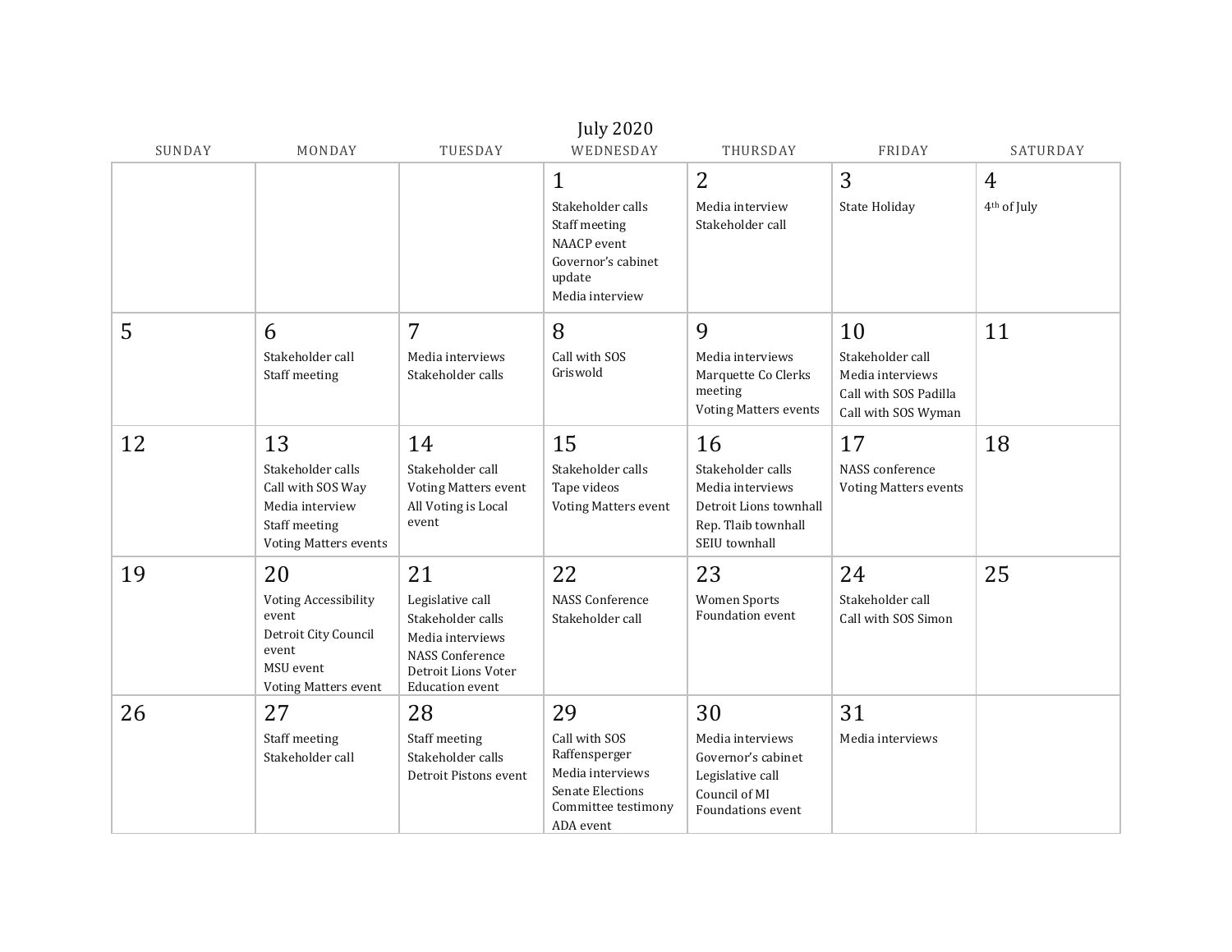# July 2020

| SUNDAY | MONDAY | TUESDAY | WEDNESDAY | THURSDAY | FRIDAY | SATURDAY |
|---|---|---|---|---|---|---|
| | | | 1<br>Stakeholder calls<br>Staff meeting<br>NAACP event<br>Governor's cabinet update<br>Media interview | 2<br>Media interview<br>Stakeholder call | 3<br>State Holiday | 4<br>4th of July |
| 5 | 6<br>Stakeholder call<br>Staff meeting | 7<br>Media interviews<br>Stakeholder calls | 8<br>Call with SOS Griswold | 9<br>Media interviews<br>Marquette Co Clerks meeting<br>Voting Matters events | 10<br>Stakeholder call<br>Media interviews<br>Call with SOS Padilla<br>Call with SOS Wyman | 11 |
| 12 | 13<br>Stakeholder calls<br>Call with SOS Way<br>Media interview<br>Staff meeting<br>Voting Matters events | 14<br>Stakeholder call<br>Voting Matters event<br>All Voting is Local event | 15<br>Stakeholder calls<br>Tape videos<br>Voting Matters event | 16<br>Stakeholder calls<br>Media interviews<br>Detroit Lions townhall<br>Rep. Tlaib townhall<br>SEIU townhall | 17<br>NASS conference<br>Voting Matters events | 18 |
| 19 | 20<br>Voting Accessibility event<br>Detroit City Council event<br>MSU event<br>Voting Matters event | 21<br>Legislative call<br>Stakeholder calls<br>Media interviews<br>NASS Conference<br>Detroit Lions Voter Education event | 22<br>NASS Conference<br>Stakeholder call | 23<br>Women Sports Foundation event | 24<br>Stakeholder call<br>Call with SOS Simon | 25 |
| 26 | 27<br>Staff meeting<br>Stakeholder call | 28<br>Staff meeting<br>Stakeholder calls<br>Detroit Pistons event | 29<br>Call with SOS Raffensperger<br>Media interviews<br>Senate Elections Committee testimony<br>ADA event | 30<br>Media interviews<br>Governor's cabinet<br>Legislative call<br>Council of MI Foundations event | 31<br>Media interviews | |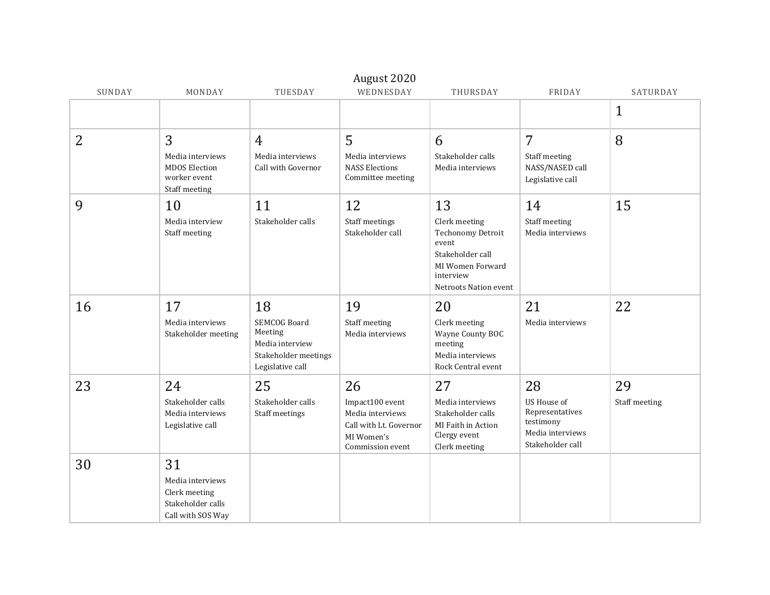# August 2020

| SUNDAY | MONDAY | TUESDAY | WEDNESDAY | THURSDAY | FRIDAY | SATURDAY |
|---|---|---|---|---|---|---|
| | | | | | | 1 |
| 2 | 3<br>Media interviews<br>MDOS Election worker event<br>Staff meeting | 4<br>Media interviews<br>Call with Governor | 5<br>Media interviews<br>NASS Elections Committee meeting | 6<br>Stakeholder calls<br>Media interviews | 7<br>Staff meeting<br>NASS/NASED call<br>Legislative call | 8 |
| 9 | 10<br>Media interview<br>Staff meeting | 11<br>Stakeholder calls | 12<br>Staff meetings<br>Stakeholder call | 13<br>Clerk meeting<br>Techonomy Detroit event<br>Stakeholder call<br>MI Women Forward interview<br>Netroots Nation event | 14<br>Staff meeting<br>Media interviews | 15 |
| 16 | 17<br>Media interviews<br>Stakeholder meeting | 18<br>SEMCOG Board Meeting<br>Media interview<br>Stakeholder meetings<br>Legislative call | 19<br>Staff meeting<br>Media interviews | 20<br>Clerk meeting<br>Wayne County BOC meeting<br>Media interviews<br>Rock Central event | 21<br>Media interviews | 22 |
| 23 | 24<br>Stakeholder calls<br>Media interviews<br>Legislative call | 25<br>Stakeholder calls<br>Staff meetings | 26<br>Impact100 event<br>Media interviews<br>Call with Lt. Governor<br>MI Women's Commission event | 27<br>Media interviews<br>Stakeholder calls<br>MI Faith in Action Clergy event<br>Clerk meeting | 28<br>US House of Representatives testimony<br>Media interviews<br>Stakeholder call | 29<br>Staff meeting |
| 30 | 31<br>Media interviews<br>Clerk meeting<br>Stakeholder calls<br>Call with SOS Way | | | | | |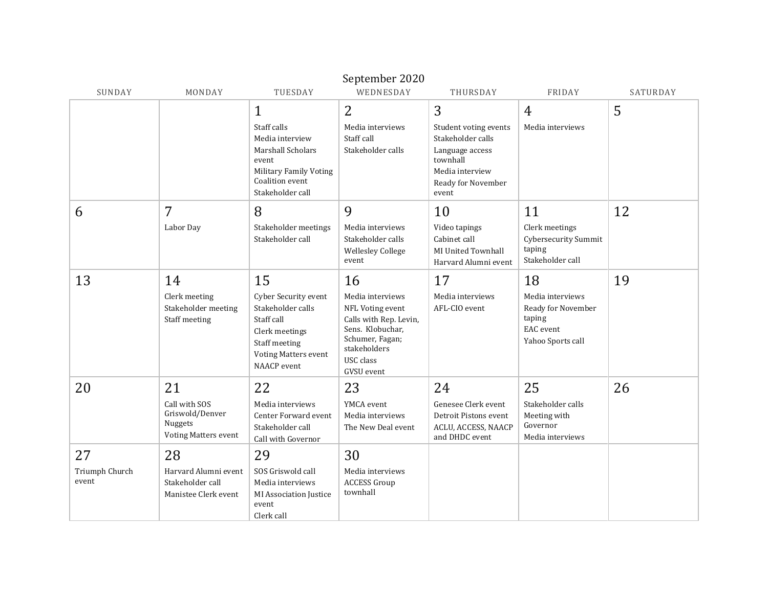# September 2020

| SUNDAY | MONDAY | TUESDAY | WEDNESDAY | THURSDAY | FRIDAY | SATURDAY |
|---|---|---|---|---|---|---|
| | | 1<br>Staff calls<br>Media interview<br>Marshall Scholars event<br>Military Family Voting Coalition event<br>Stakeholder call | 2<br>Media interviews<br>Staff call<br>Stakeholder calls | 3<br>Student voting events<br>Stakeholder calls<br>Language access townhall<br>Media interview<br>Ready for November event | 4<br>Media interviews | 5 |
| 6 | 7<br>Labor Day | 8<br>Stakeholder meetings<br>Stakeholder call | 9<br>Media interviews<br>Stakeholder calls<br>Wellesley College event | 10<br>Video tapings<br>Cabinet call<br>MI United Townhall<br>Harvard Alumni event | 11<br>Clerk meetings<br>Cybersecurity Summit taping<br>Stakeholder call | 12 |
| 13 | 14<br>Clerk meeting<br>Stakeholder meeting<br>Staff meeting | 15<br>Cyber Security event<br>Stakeholder calls<br>Staff call<br>Clerk meetings<br>Staff meeting<br>Voting Matters event<br>NAACP event | 16<br>Media interviews<br>NFL Voting event<br>Calls with Rep. Levin, Sens. Klobuchar, Schumer, Fagan; stakeholders<br>USC class<br>GVSU event | 17<br>Media interviews<br>AFL-CIO event | 18<br>Media interviews<br>Ready for November taping<br>EAC event<br>Yahoo Sports call | 19 |
| 20 | 21<br>Call with SOS Griswold/Denver Nuggets<br>Voting Matters event | 22<br>Media interviews<br>Center Forward event<br>Stakeholder call<br>Call with Governor | 23<br>YMCA event<br>Media interviews<br>The New Deal event | 24<br>Genesee Clerk event<br>Detroit Pistons event<br>ACLU, ACCESS, NAACP and DHDC event | 25<br>Stakeholder calls<br>Meeting with Governor<br>Media interviews | 26 |
| 27<br>Triumph Church event | 28<br>Harvard Alumni event<br>Stakeholder call<br>Manistee Clerk event | 29<br>SOS Griswold call<br>Media interviews<br>MI Association Justice event<br>Clerk call | 30<br>Media interviews<br>ACCESS Group townhall | | | |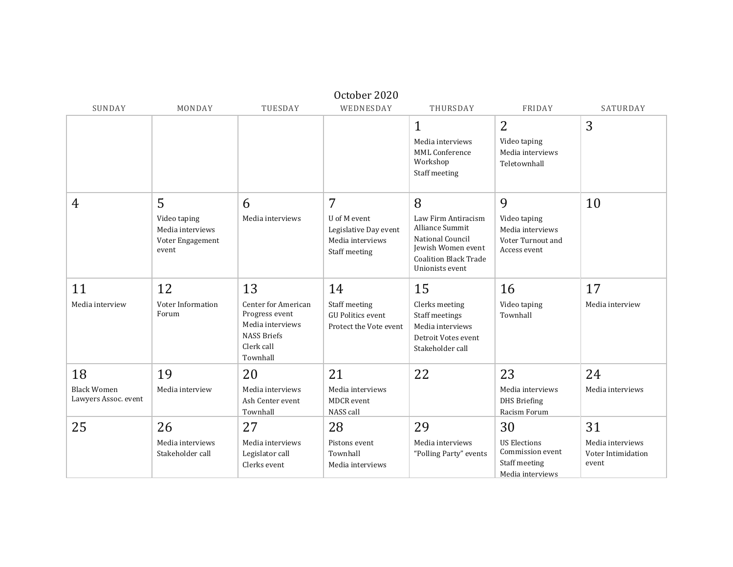# October 2020

| SUNDAY | MONDAY | TUESDAY | WEDNESDAY | THURSDAY | FRIDAY | SATURDAY |
|---|---|---|---|---|---|---|
| | | | | 1<br>Media interviews<br>MML Conference Workshop<br>Staff meeting | 2<br>Video taping<br>Media interviews<br>Teletownhall | 3 |
| 4 | 5<br>Video taping<br>Media interviews<br>Voter Engagement event | 6<br>Media interviews | 7<br>U of M event<br>Legislative Day event<br>Media interviews<br>Staff meeting | 8<br>Law Firm Antiracism Alliance Summit<br>National Council Jewish Women event<br>Coalition Black Trade Unionists event | 9<br>Video taping<br>Media interviews<br>Voter Turnout and Access event | 10 |
| 11<br>Media interview | 12<br>Voter Information Forum | 13<br>Center for American Progress event<br>Media interviews<br>NASS Briefs<br>Clerk call<br>Townhall | 14<br>Staff meeting<br>GU Politics event<br>Protect the Vote event | 15<br>Clerks meeting<br>Staff meetings<br>Media interviews<br>Detroit Votes event<br>Stakeholder call | 16<br>Video taping<br>Townhall | 17<br>Media interview |
| 18<br>Black Women Lawyers Assoc. event | 19<br>Media interview | 20<br>Media interviews<br>Ash Center event<br>Townhall | 21<br>Media interviews<br>MDCR event<br>NASS call | 22 | 23<br>Media interviews<br>DHS Briefing<br>Racism Forum | 24<br>Media interviews |
| 25 | 26<br>Media interviews<br>Stakeholder call | 27<br>Media interviews<br>Legislator call<br>Clerks event | 28<br>Pistons event<br>Townhall<br>Media interviews | 29<br>Media interviews<br>"Polling Party" events | 30<br>US Elections Commission event<br>Staff meeting<br>Media interviews | 31<br>Media interviews<br>Voter Intimidation event |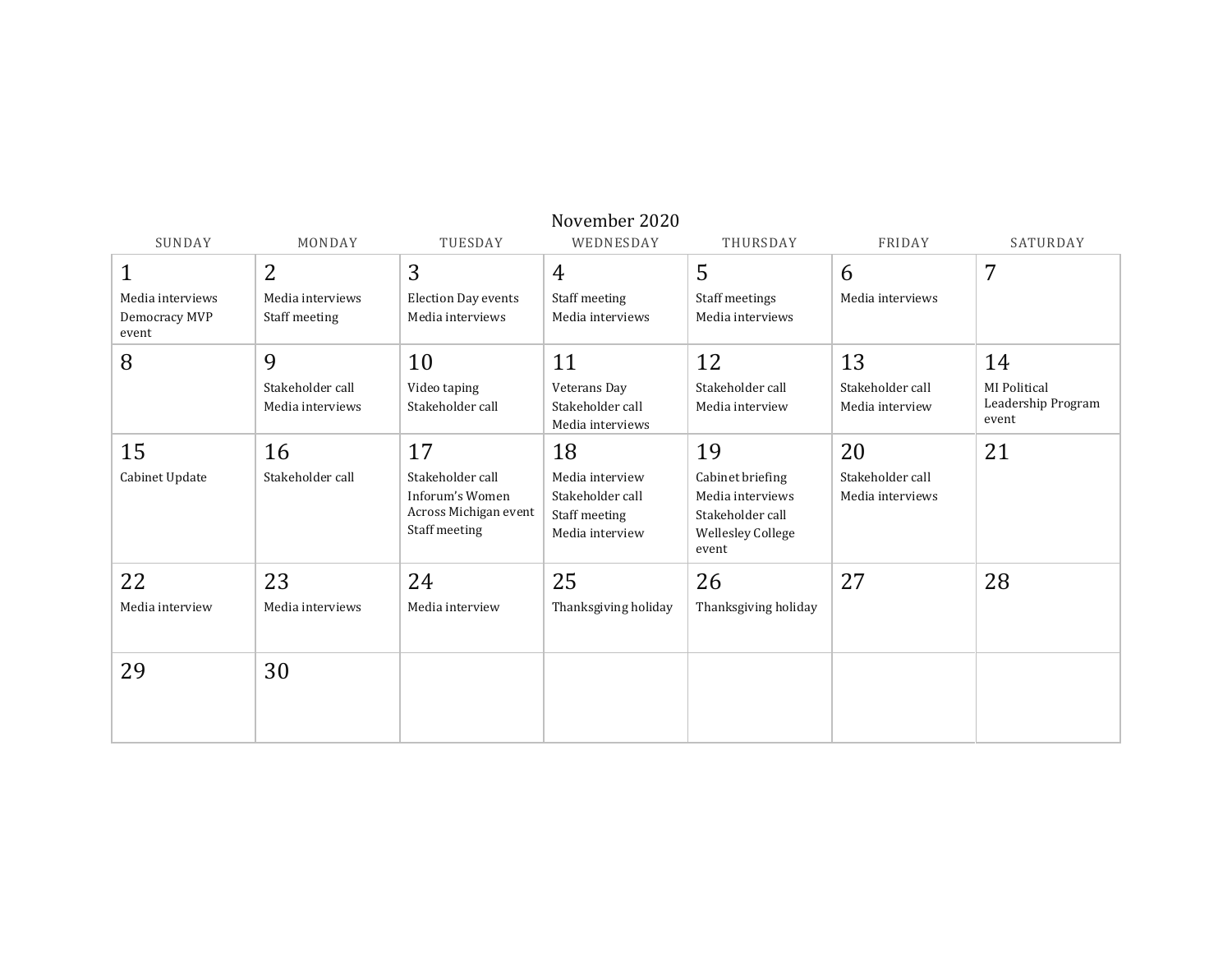# November 2020

| SUNDAY | MONDAY | TUESDAY | WEDNESDAY | THURSDAY | FRIDAY | SATURDAY |
|---|---|---|---|---|---|---|
| **1**<br>Media interviews<br>Democracy MVP event | **2**<br>Media interviews<br>Staff meeting | **3**<br>Election Day events<br>Media interviews | **4**<br>Staff meeting<br>Media interviews | **5**<br>Staff meetings<br>Media interviews | **6**<br>Media interviews | **7** |
| **8** | **9**<br>Stakeholder call<br>Media interviews | **10**<br>Video taping<br>Stakeholder call | **11**<br>Veterans Day<br>Stakeholder call<br>Media interviews | **12**<br>Stakeholder call<br>Media interview | **13**<br>Stakeholder call<br>Media interview | **14**<br>MI Political Leadership Program event |
| **15**<br>Cabinet Update | **16**<br>Stakeholder call | **17**<br>Stakeholder call<br>Inforum's Women Across Michigan event<br>Staff meeting | **18**<br>Media interview<br>Stakeholder call<br>Staff meeting<br>Media interview | **19**<br>Cabinet briefing<br>Media interviews<br>Stakeholder call<br>Wellesley College event | **20**<br>Stakeholder call<br>Media interviews | **21** |
| **22**<br>Media interview | **23**<br>Media interviews | **24**<br>Media interview | **25**<br>Thanksgiving holiday | **26**<br>Thanksgiving holiday | **27** | **28** |
| **29** | **30** | | | | | |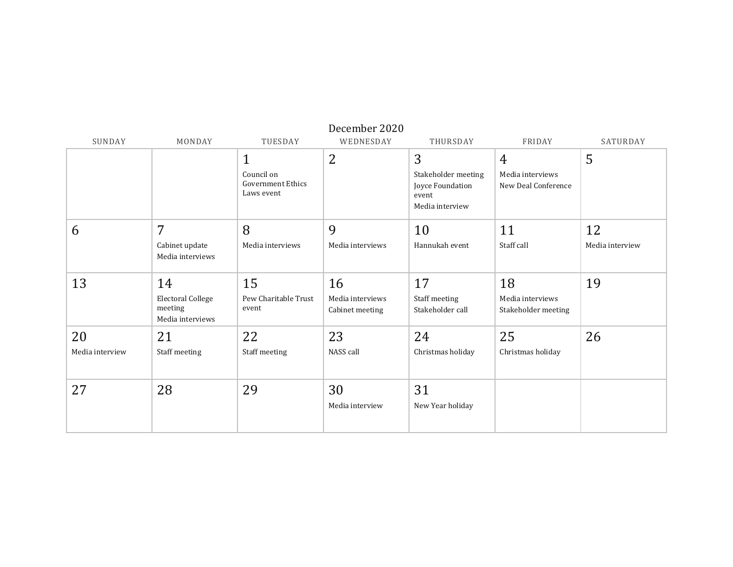December 2020

| SUNDAY | MONDAY | TUESDAY | WEDNESDAY | THURSDAY | FRIDAY | SATURDAY |
|---|---|---|---|---|---|---|
| | | 1 Council on Government Ethics Laws event | 2 | 3 Stakeholder meeting Joyce Foundation event Media interview | 4 Media interviews New Deal Conference | 5 |
| 6 | 7 Cabinet update Media interviews | 8 Media interviews | 9 Media interviews | 10 Hannukah event | 11 Staff call | 12 Media interview |
| 13 | 14 Electoral College meeting Media interviews | 15 Pew Charitable Trust event | 16 Media interviews Cabinet meeting | 17 Staff meeting Stakeholder call | 18 Media interviews Stakeholder meeting | 19 |
| 20 Media interview | 21 Staff meeting | 22 Staff meeting | 23 NASS call | 24 Christmas holiday | 25 Christmas holiday | 26 |
| 27 | 28 | 29 | 30 Media interview | 31 New Year holiday | | |